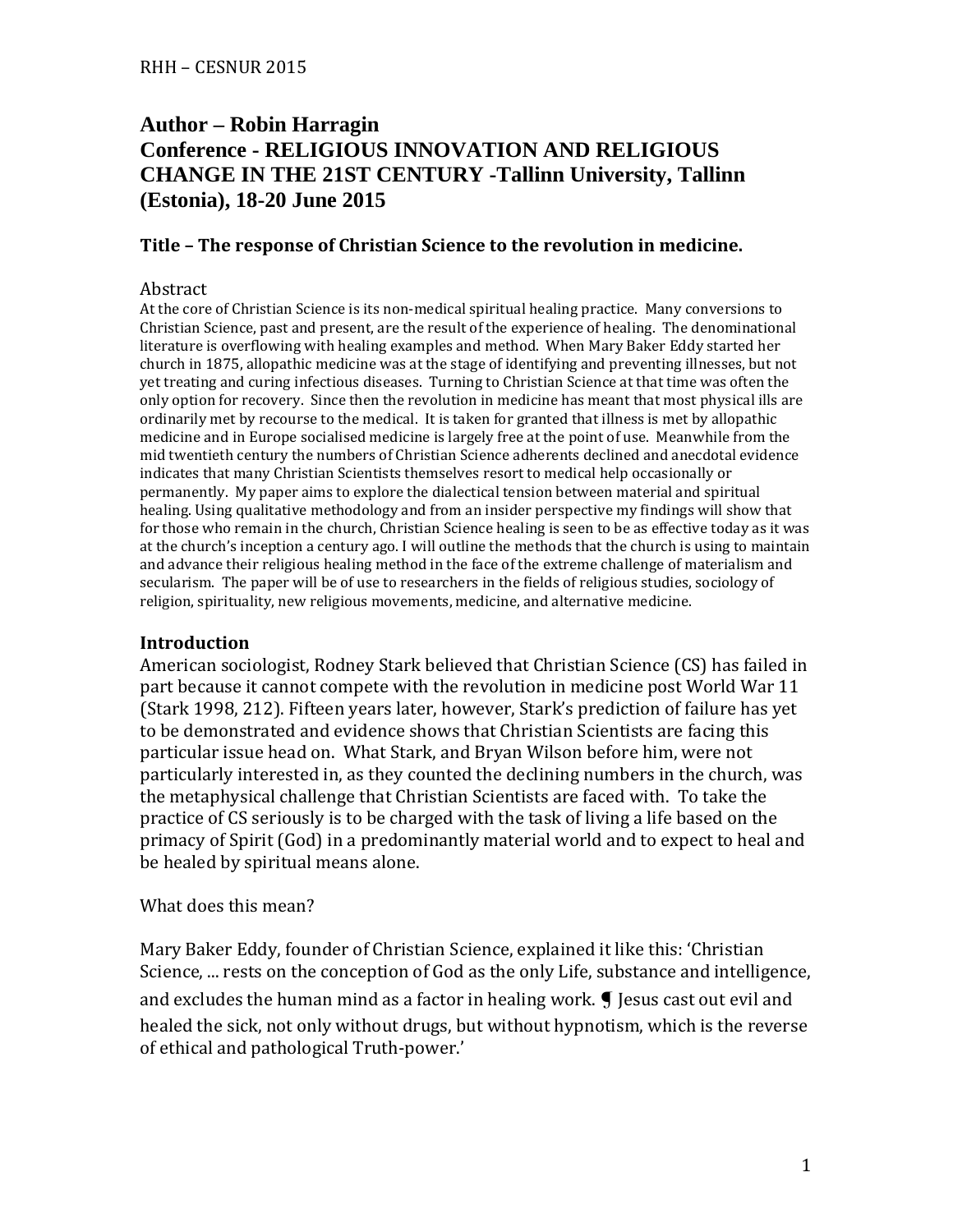**Author – Robin Harragin**
**Conference - RELIGIOUS INNOVATION AND RELIGIOUS CHANGE IN THE 21ST CENTURY -Tallinn University, Tallinn (Estonia), 18-20 June 2015**

### Title – The response of Christian Science to the revolution in medicine.

Abstract

At the core of Christian Science is its non-medical spiritual healing practice. Many conversions to Christian Science, past and present, are the result of the experience of healing. The denominational literature is overflowing with healing examples and method. When Mary Baker Eddy started her church in 1875, allopathic medicine was at the stage of identifying and preventing illnesses, but not yet treating and curing infectious diseases. Turning to Christian Science at that time was often the only option for recovery. Since then the revolution in medicine has meant that most physical ills are ordinarily met by recourse to the medical. It is taken for granted that illness is met by allopathic medicine and in Europe socialised medicine is largely free at the point of use. Meanwhile from the mid twentieth century the numbers of Christian Science adherents declined and anecdotal evidence indicates that many Christian Scientists themselves resort to medical help occasionally or permanently. My paper aims to explore the dialectical tension between material and spiritual healing. Using qualitative methodology and from an insider perspective my findings will show that for those who remain in the church, Christian Science healing is seen to be as effective today as it was at the church's inception a century ago. I will outline the methods that the church is using to maintain and advance their religious healing method in the face of the extreme challenge of materialism and secularism. The paper will be of use to researchers in the fields of religious studies, sociology of religion, spirituality, new religious movements, medicine, and alternative medicine.

## Introduction

American sociologist, Rodney Stark believed that Christian Science (CS) has failed in part because it cannot compete with the revolution in medicine post World War 11 (Stark 1998, 212). Fifteen years later, however, Stark's prediction of failure has yet to be demonstrated and evidence shows that Christian Scientists are facing this particular issue head on. What Stark, and Bryan Wilson before him, were not particularly interested in, as they counted the declining numbers in the church, was the metaphysical challenge that Christian Scientists are faced with. To take the practice of CS seriously is to be charged with the task of living a life based on the primacy of Spirit (God) in a predominantly material world and to expect to heal and be healed by spiritual means alone.

What does this mean?

Mary Baker Eddy, founder of Christian Science, explained it like this: 'Christian Science, ... rests on the conception of God as the only Life, substance and intelligence, and excludes the human mind as a factor in healing work. ¶ Jesus cast out evil and healed the sick, not only without drugs, but without hypnotism, which is the reverse of ethical and pathological Truth-power.'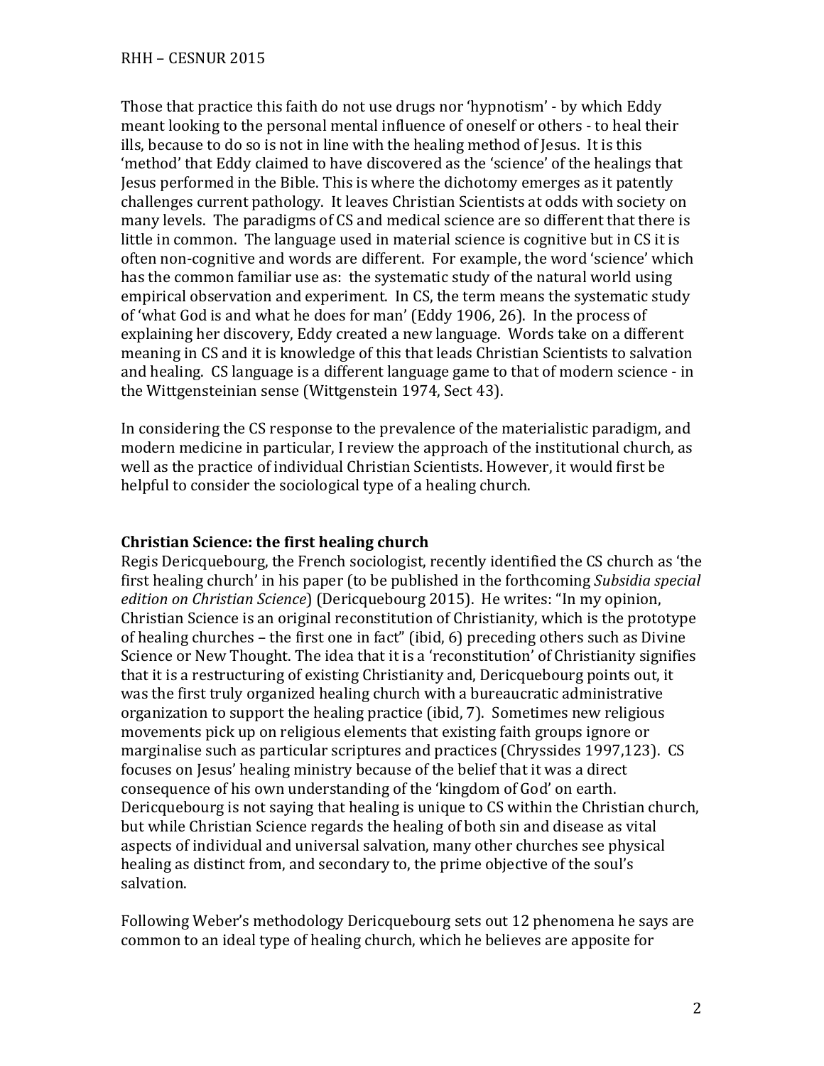Those that practice this faith do not use drugs nor 'hypnotism' - by which Eddy meant looking to the personal mental influence of oneself or others - to heal their ills, because to do so is not in line with the healing method of Jesus. It is this 'method' that Eddy claimed to have discovered as the 'science' of the healings that Jesus performed in the Bible. This is where the dichotomy emerges as it patently challenges current pathology. It leaves Christian Scientists at odds with society on many levels. The paradigms of CS and medical science are so different that there is little in common. The language used in material science is cognitive but in CS it is often non-cognitive and words are different. For example, the word 'science' which has the common familiar use as: the systematic study of the natural world using empirical observation and experiment. In CS, the term means the systematic study of 'what God is and what he does for man' (Eddy 1906, 26). In the process of explaining her discovery, Eddy created a new language. Words take on a different meaning in CS and it is knowledge of this that leads Christian Scientists to salvation and healing. CS language is a different language game to that of modern science - in the Wittgensteinian sense (Wittgenstein 1974, Sect 43).

In considering the CS response to the prevalence of the materialistic paradigm, and modern medicine in particular, I review the approach of the institutional church, as well as the practice of individual Christian Scientists. However, it would first be helpful to consider the sociological type of a healing church.

## Christian Science: the first healing church

Regis Dericquebourg, the French sociologist, recently identified the CS church as 'the first healing church' in his paper (to be published in the forthcoming *Subsidia special edition on Christian Science*) (Dericquebourg 2015). He writes: "In my opinion, Christian Science is an original reconstitution of Christianity, which is the prototype of healing churches – the first one in fact" (ibid, 6) preceding others such as Divine Science or New Thought. The idea that it is a 'reconstitution' of Christianity signifies that it is a restructuring of existing Christianity and, Dericquebourg points out, it was the first truly organized healing church with a bureaucratic administrative organization to support the healing practice (ibid, 7). Sometimes new religious movements pick up on religious elements that existing faith groups ignore or marginalise such as particular scriptures and practices (Chryssides 1997,123). CS focuses on Jesus' healing ministry because of the belief that it was a direct consequence of his own understanding of the 'kingdom of God' on earth. Dericquebourg is not saying that healing is unique to CS within the Christian church, but while Christian Science regards the healing of both sin and disease as vital aspects of individual and universal salvation, many other churches see physical healing as distinct from, and secondary to, the prime objective of the soul's salvation.

Following Weber's methodology Dericquebourg sets out 12 phenomena he says are common to an ideal type of healing church, which he believes are apposite for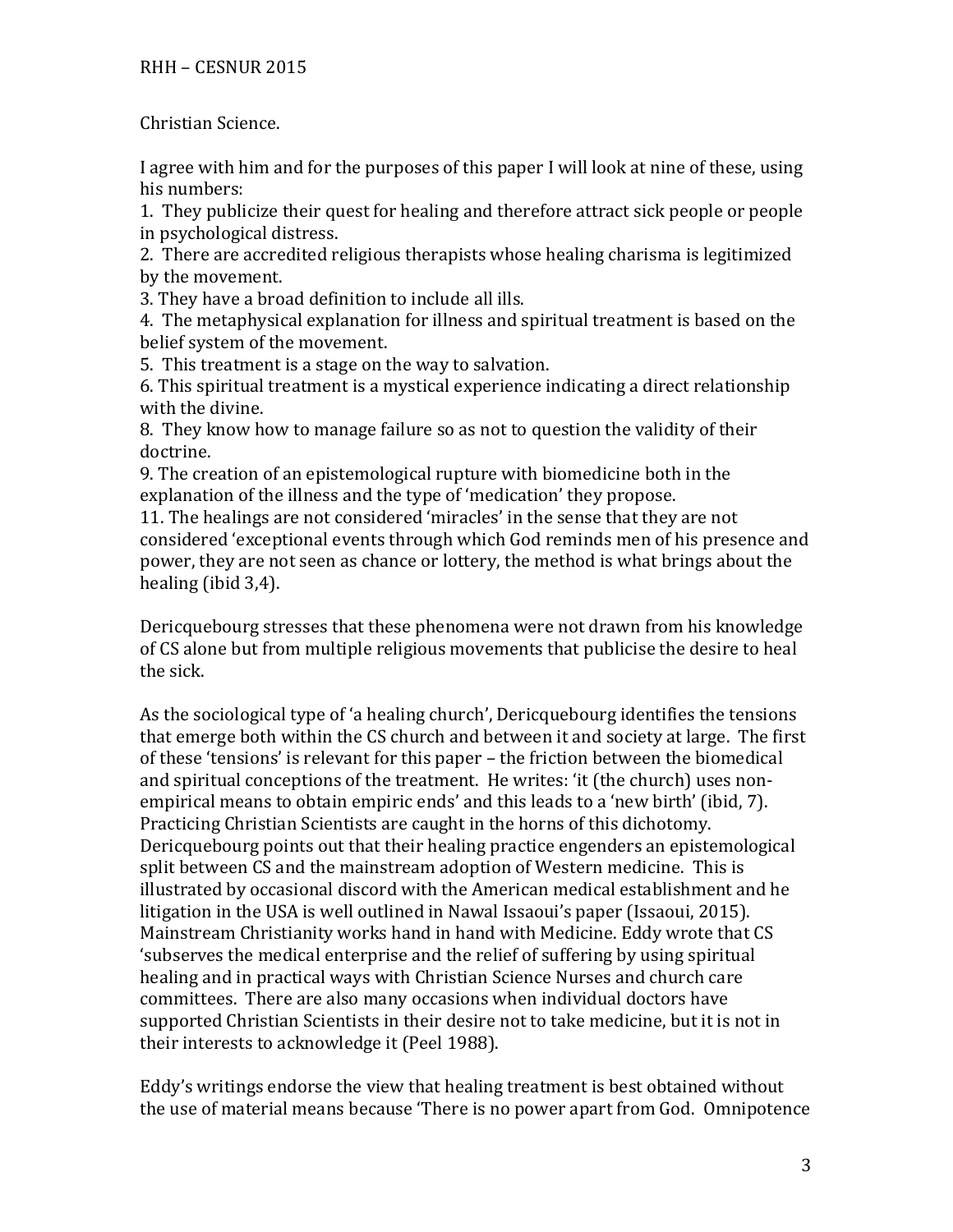Christian Science.

I agree with him and for the purposes of this paper I will look at nine of these, using his numbers:

1. They publicize their quest for healing and therefore attract sick people or people in psychological distress.
2. There are accredited religious therapists whose healing charisma is legitimized by the movement.
3. They have a broad definition to include all ills.
4. The metaphysical explanation for illness and spiritual treatment is based on the belief system of the movement.
5. This treatment is a stage on the way to salvation.
6. This spiritual treatment is a mystical experience indicating a direct relationship with the divine.
8. They know how to manage failure so as not to question the validity of their doctrine.
9. The creation of an epistemological rupture with biomedicine both in the explanation of the illness and the type of 'medication' they propose.
11. The healings are not considered 'miracles' in the sense that they are not considered 'exceptional events through which God reminds men of his presence and power, they are not seen as chance or lottery, the method is what brings about the healing (ibid 3,4).

Dericquebourg stresses that these phenomena were not drawn from his knowledge of CS alone but from multiple religious movements that publicise the desire to heal the sick.

As the sociological type of 'a healing church', Dericquebourg identifies the tensions that emerge both within the CS church and between it and society at large. The first of these 'tensions' is relevant for this paper – the friction between the biomedical and spiritual conceptions of the treatment. He writes: 'it (the church) uses non-empirical means to obtain empiric ends' and this leads to a 'new birth' (ibid, 7). Practicing Christian Scientists are caught in the horns of this dichotomy. Dericquebourg points out that their healing practice engenders an epistemological split between CS and the mainstream adoption of Western medicine. This is illustrated by occasional discord with the American medical establishment and he litigation in the USA is well outlined in Nawal Issaoui's paper (Issaoui, 2015). Mainstream Christianity works hand in hand with Medicine. Eddy wrote that CS 'subserves the medical enterprise and the relief of suffering by using spiritual healing and in practical ways with Christian Science Nurses and church care committees. There are also many occasions when individual doctors have supported Christian Scientists in their desire not to take medicine, but it is not in their interests to acknowledge it (Peel 1988).

Eddy's writings endorse the view that healing treatment is best obtained without the use of material means because 'There is no power apart from God. Omnipotence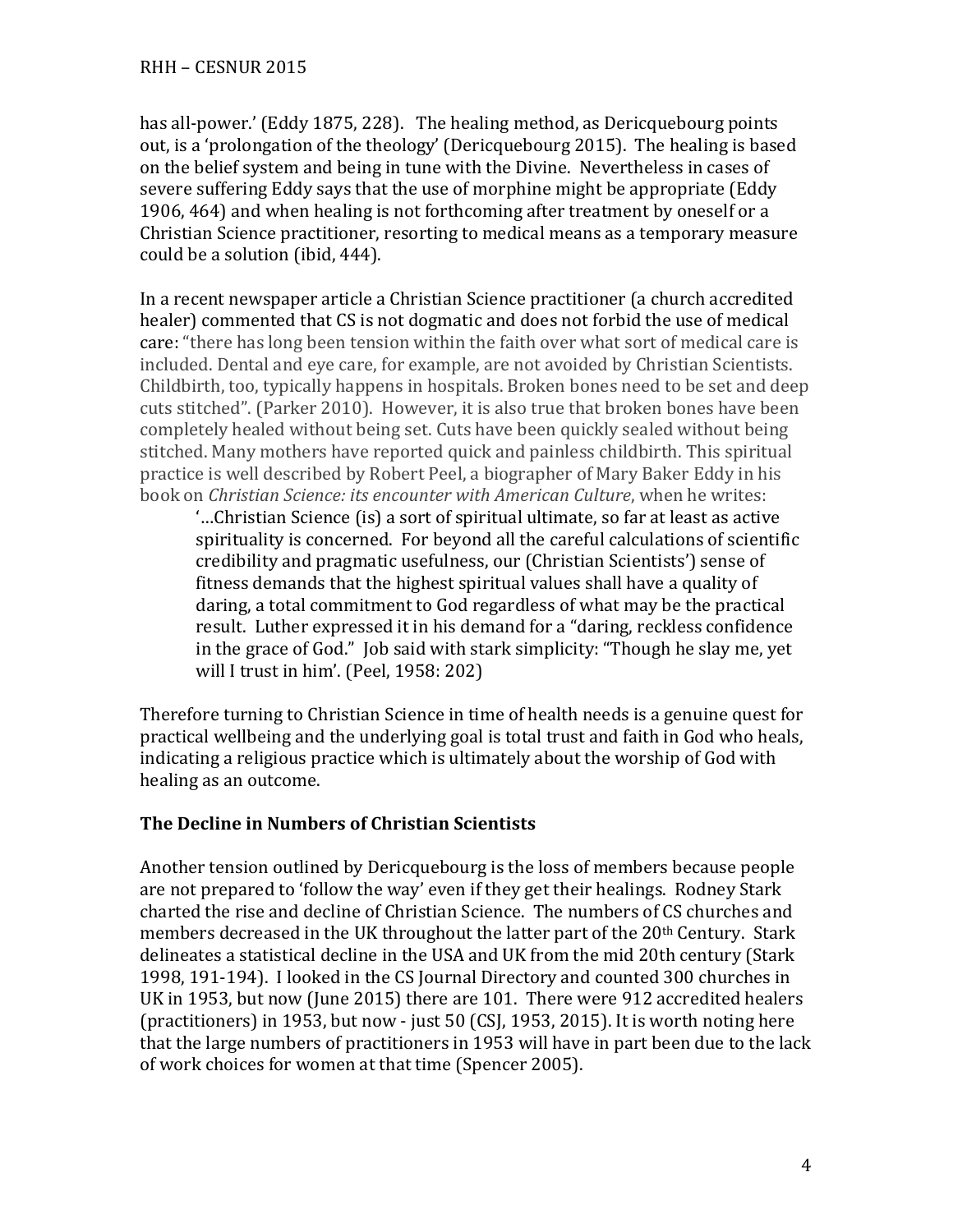has all-power.' (Eddy 1875, 228). The healing method, as Dericquebourg points out, is a 'prolongation of the theology' (Dericquebourg 2015). The healing is based on the belief system and being in tune with the Divine. Nevertheless in cases of severe suffering Eddy says that the use of morphine might be appropriate (Eddy 1906, 464) and when healing is not forthcoming after treatment by oneself or a Christian Science practitioner, resorting to medical means as a temporary measure could be a solution (ibid, 444).

In a recent newspaper article a Christian Science practitioner (a church accredited healer) commented that CS is not dogmatic and does not forbid the use of medical care: "there has long been tension within the faith over what sort of medical care is included. Dental and eye care, for example, are not avoided by Christian Scientists. Childbirth, too, typically happens in hospitals. Broken bones need to be set and deep cuts stitched". (Parker 2010). However, it is also true that broken bones have been completely healed without being set. Cuts have been quickly sealed without being stitched. Many mothers have reported quick and painless childbirth. This spiritual practice is well described by Robert Peel, a biographer of Mary Baker Eddy in his book on *Christian Science: its encounter with American Culture*, when he writes:

> '…Christian Science (is) a sort of spiritual ultimate, so far at least as active spirituality is concerned. For beyond all the careful calculations of scientific credibility and pragmatic usefulness, our (Christian Scientists') sense of fitness demands that the highest spiritual values shall have a quality of daring, a total commitment to God regardless of what may be the practical result. Luther expressed it in his demand for a "daring, reckless confidence in the grace of God." Job said with stark simplicity: "Though he slay me, yet will I trust in him'. (Peel, 1958: 202)

Therefore turning to Christian Science in time of health needs is a genuine quest for practical wellbeing and the underlying goal is total trust and faith in God who heals, indicating a religious practice which is ultimately about the worship of God with healing as an outcome.

## The Decline in Numbers of Christian Scientists

Another tension outlined by Dericquebourg is the loss of members because people are not prepared to 'follow the way' even if they get their healings. Rodney Stark charted the rise and decline of Christian Science. The numbers of CS churches and members decreased in the UK throughout the latter part of the 20th Century. Stark delineates a statistical decline in the USA and UK from the mid 20th century (Stark 1998, 191-194). I looked in the CS Journal Directory and counted 300 churches in UK in 1953, but now (June 2015) there are 101. There were 912 accredited healers (practitioners) in 1953, but now - just 50 (CSJ, 1953, 2015). It is worth noting here that the large numbers of practitioners in 1953 will have in part been due to the lack of work choices for women at that time (Spencer 2005).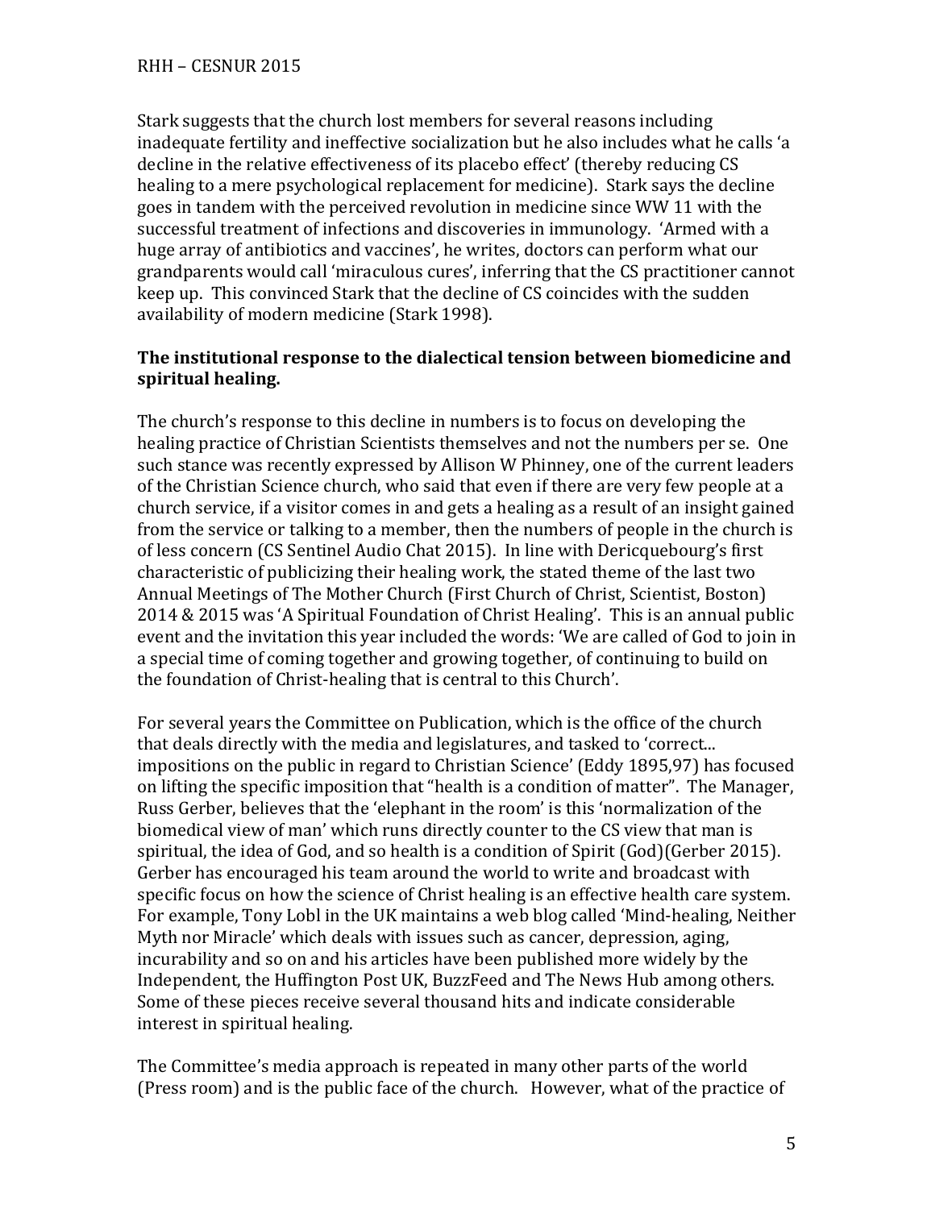Stark suggests that the church lost members for several reasons including inadequate fertility and ineffective socialization but he also includes what he calls 'a decline in the relative effectiveness of its placebo effect' (thereby reducing CS healing to a mere psychological replacement for medicine). Stark says the decline goes in tandem with the perceived revolution in medicine since WW 11 with the successful treatment of infections and discoveries in immunology. 'Armed with a huge array of antibiotics and vaccines', he writes, doctors can perform what our grandparents would call 'miraculous cures', inferring that the CS practitioner cannot keep up. This convinced Stark that the decline of CS coincides with the sudden availability of modern medicine (Stark 1998).

**The institutional response to the dialectical tension between biomedicine and spiritual healing.**

The church's response to this decline in numbers is to focus on developing the healing practice of Christian Scientists themselves and not the numbers per se. One such stance was recently expressed by Allison W Phinney, one of the current leaders of the Christian Science church, who said that even if there are very few people at a church service, if a visitor comes in and gets a healing as a result of an insight gained from the service or talking to a member, then the numbers of people in the church is of less concern (CS Sentinel Audio Chat 2015). In line with Dericquebourg's first characteristic of publicizing their healing work, the stated theme of the last two Annual Meetings of The Mother Church (First Church of Christ, Scientist, Boston) 2014 & 2015 was 'A Spiritual Foundation of Christ Healing'. This is an annual public event and the invitation this year included the words: 'We are called of God to join in a special time of coming together and growing together, of continuing to build on the foundation of Christ-healing that is central to this Church'.

For several years the Committee on Publication, which is the office of the church that deals directly with the media and legislatures, and tasked to 'correct... impositions on the public in regard to Christian Science' (Eddy 1895,97) has focused on lifting the specific imposition that "health is a condition of matter". The Manager, Russ Gerber, believes that the 'elephant in the room' is this 'normalization of the biomedical view of man' which runs directly counter to the CS view that man is spiritual, the idea of God, and so health is a condition of Spirit (God)(Gerber 2015). Gerber has encouraged his team around the world to write and broadcast with specific focus on how the science of Christ healing is an effective health care system. For example, Tony Lobl in the UK maintains a web blog called 'Mind-healing, Neither Myth nor Miracle' which deals with issues such as cancer, depression, aging, incurability and so on and his articles have been published more widely by the Independent, the Huffington Post UK, BuzzFeed and The News Hub among others. Some of these pieces receive several thousand hits and indicate considerable interest in spiritual healing.

The Committee's media approach is repeated in many other parts of the world (Press room) and is the public face of the church. However, what of the practice of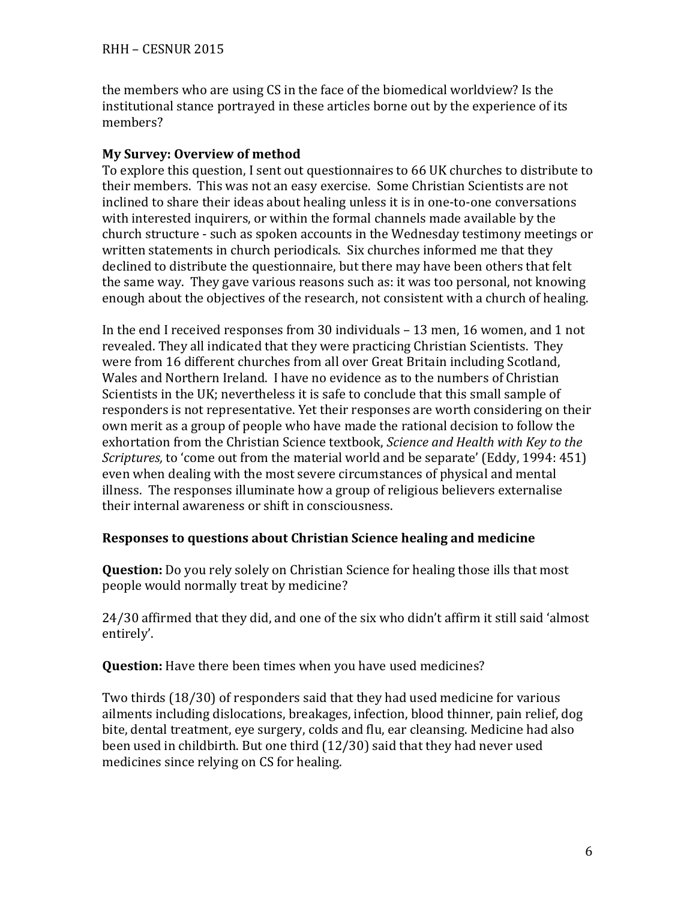the members who are using CS in the face of the biomedical worldview? Is the institutional stance portrayed in these articles borne out by the experience of its members?

### My Survey: Overview of method

To explore this question, I sent out questionnaires to 66 UK churches to distribute to their members. This was not an easy exercise. Some Christian Scientists are not inclined to share their ideas about healing unless it is in one-to-one conversations with interested inquirers, or within the formal channels made available by the church structure - such as spoken accounts in the Wednesday testimony meetings or written statements in church periodicals. Six churches informed me that they declined to distribute the questionnaire, but there may have been others that felt the same way. They gave various reasons such as: it was too personal, not knowing enough about the objectives of the research, not consistent with a church of healing.

In the end I received responses from 30 individuals – 13 men, 16 women, and 1 not revealed. They all indicated that they were practicing Christian Scientists. They were from 16 different churches from all over Great Britain including Scotland, Wales and Northern Ireland. I have no evidence as to the numbers of Christian Scientists in the UK; nevertheless it is safe to conclude that this small sample of responders is not representative. Yet their responses are worth considering on their own merit as a group of people who have made the rational decision to follow the exhortation from the Christian Science textbook, *Science and Health with Key to the Scriptures,* to 'come out from the material world and be separate' (Eddy, 1994: 451) even when dealing with the most severe circumstances of physical and mental illness. The responses illuminate how a group of religious believers externalise their internal awareness or shift in consciousness.

### Responses to questions about Christian Science healing and medicine

**Question:** Do you rely solely on Christian Science for healing those ills that most people would normally treat by medicine?

24/30 affirmed that they did, and one of the six who didn't affirm it still said 'almost entirely'.

**Question:** Have there been times when you have used medicines?

Two thirds (18/30) of responders said that they had used medicine for various ailments including dislocations, breakages, infection, blood thinner, pain relief, dog bite, dental treatment, eye surgery, colds and flu, ear cleansing. Medicine had also been used in childbirth. But one third (12/30) said that they had never used medicines since relying on CS for healing.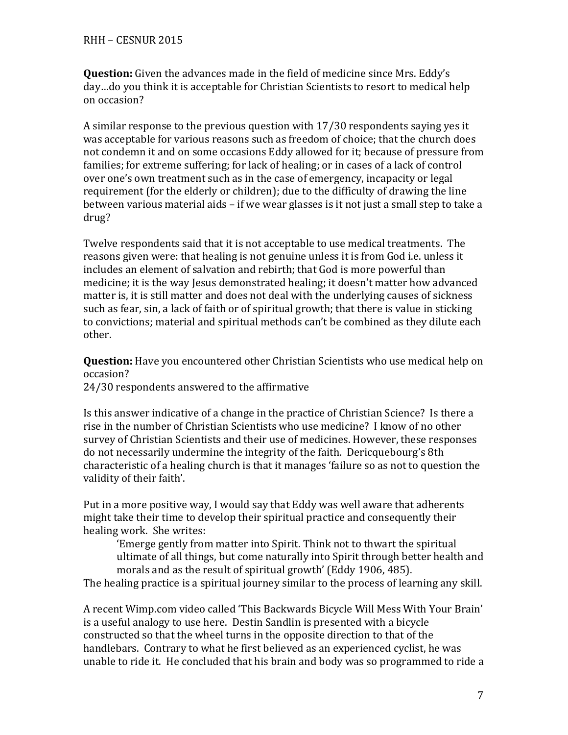**Question:** Given the advances made in the field of medicine since Mrs. Eddy's day…do you think it is acceptable for Christian Scientists to resort to medical help on occasion?

A similar response to the previous question with 17/30 respondents saying yes it was acceptable for various reasons such as freedom of choice; that the church does not condemn it and on some occasions Eddy allowed for it; because of pressure from families; for extreme suffering; for lack of healing; or in cases of a lack of control over one's own treatment such as in the case of emergency, incapacity or legal requirement (for the elderly or children); due to the difficulty of drawing the line between various material aids – if we wear glasses is it not just a small step to take a drug?

Twelve respondents said that it is not acceptable to use medical treatments. The reasons given were: that healing is not genuine unless it is from God i.e. unless it includes an element of salvation and rebirth; that God is more powerful than medicine; it is the way Jesus demonstrated healing; it doesn't matter how advanced matter is, it is still matter and does not deal with the underlying causes of sickness such as fear, sin, a lack of faith or of spiritual growth; that there is value in sticking to convictions; material and spiritual methods can't be combined as they dilute each other.

**Question:** Have you encountered other Christian Scientists who use medical help on occasion?
24/30 respondents answered to the affirmative

Is this answer indicative of a change in the practice of Christian Science? Is there a rise in the number of Christian Scientists who use medicine? I know of no other survey of Christian Scientists and their use of medicines. However, these responses do not necessarily undermine the integrity of the faith. Dericquebourg's 8th characteristic of a healing church is that it manages 'failure so as not to question the validity of their faith'.

Put in a more positive way, I would say that Eddy was well aware that adherents might take their time to develop their spiritual practice and consequently their healing work. She writes:

> 'Emerge gently from matter into Spirit. Think not to thwart the spiritual ultimate of all things, but come naturally into Spirit through better health and morals and as the result of spiritual growth' (Eddy 1906, 485).

The healing practice is a spiritual journey similar to the process of learning any skill.

A recent Wimp.com video called 'This Backwards Bicycle Will Mess With Your Brain' is a useful analogy to use here. Destin Sandlin is presented with a bicycle constructed so that the wheel turns in the opposite direction to that of the handlebars. Contrary to what he first believed as an experienced cyclist, he was unable to ride it. He concluded that his brain and body was so programmed to ride a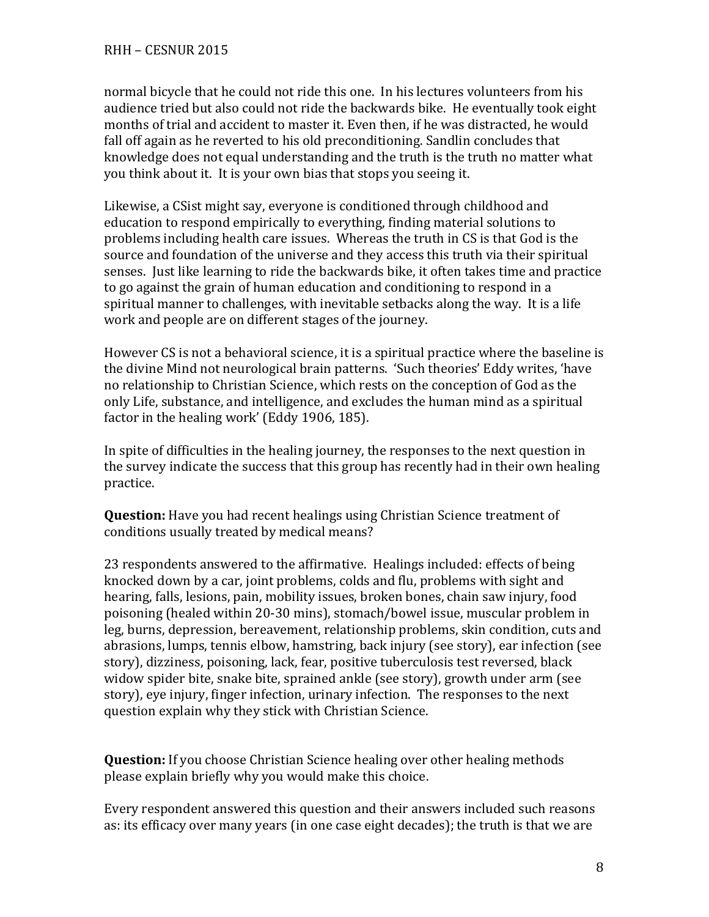normal bicycle that he could not ride this one. In his lectures volunteers from his audience tried but also could not ride the backwards bike. He eventually took eight months of trial and accident to master it. Even then, if he was distracted, he would fall off again as he reverted to his old preconditioning. Sandlin concludes that knowledge does not equal understanding and the truth is the truth no matter what you think about it. It is your own bias that stops you seeing it.

Likewise, a CSist might say, everyone is conditioned through childhood and education to respond empirically to everything, finding material solutions to problems including health care issues. Whereas the truth in CS is that God is the source and foundation of the universe and they access this truth via their spiritual senses. Just like learning to ride the backwards bike, it often takes time and practice to go against the grain of human education and conditioning to respond in a spiritual manner to challenges, with inevitable setbacks along the way. It is a life work and people are on different stages of the journey.

However CS is not a behavioral science, it is a spiritual practice where the baseline is the divine Mind not neurological brain patterns. 'Such theories' Eddy writes, 'have no relationship to Christian Science, which rests on the conception of God as the only Life, substance, and intelligence, and excludes the human mind as a spiritual factor in the healing work' (Eddy 1906, 185).

In spite of difficulties in the healing journey, the responses to the next question in the survey indicate the success that this group has recently had in their own healing practice.

**Question:** Have you had recent healings using Christian Science treatment of conditions usually treated by medical means?

23 respondents answered to the affirmative. Healings included: effects of being knocked down by a car, joint problems, colds and flu, problems with sight and hearing, falls, lesions, pain, mobility issues, broken bones, chain saw injury, food poisoning (healed within 20-30 mins), stomach/bowel issue, muscular problem in leg, burns, depression, bereavement, relationship problems, skin condition, cuts and abrasions, lumps, tennis elbow, hamstring, back injury (see story), ear infection (see story), dizziness, poisoning, lack, fear, positive tuberculosis test reversed, black widow spider bite, snake bite, sprained ankle (see story), growth under arm (see story), eye injury, finger infection, urinary infection. The responses to the next question explain why they stick with Christian Science.

**Question:** If you choose Christian Science healing over other healing methods please explain briefly why you would make this choice.

Every respondent answered this question and their answers included such reasons as: its efficacy over many years (in one case eight decades); the truth is that we are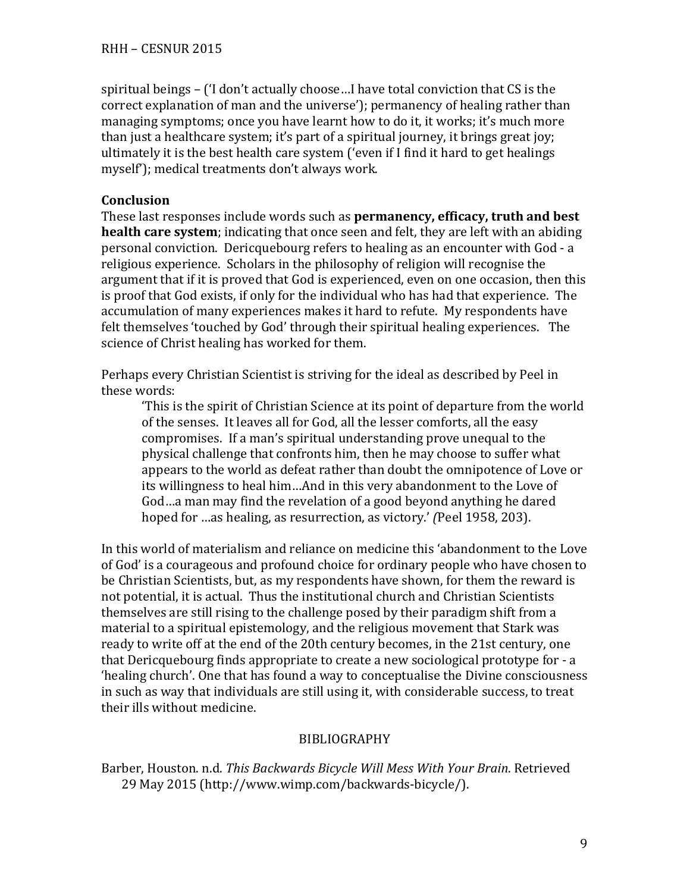spiritual beings – ('I don't actually choose…I have total conviction that CS is the correct explanation of man and the universe'); permanency of healing rather than managing symptoms; once you have learnt how to do it, it works; it's much more than just a healthcare system; it's part of a spiritual journey, it brings great joy; ultimately it is the best health care system ('even if I find it hard to get healings myself'); medical treatments don't always work.

**Conclusion**

These last responses include words such as **permanency, efficacy, truth and best health care system**; indicating that once seen and felt, they are left with an abiding personal conviction. Dericquebourg refers to healing as an encounter with God - a religious experience. Scholars in the philosophy of religion will recognise the argument that if it is proved that God is experienced, even on one occasion, then this is proof that God exists, if only for the individual who has had that experience. The accumulation of many experiences makes it hard to refute. My respondents have felt themselves 'touched by God' through their spiritual healing experiences. The science of Christ healing has worked for them.

Perhaps every Christian Scientist is striving for the ideal as described by Peel in these words:

> 'This is the spirit of Christian Science at its point of departure from the world of the senses. It leaves all for God, all the lesser comforts, all the easy compromises. If a man's spiritual understanding prove unequal to the physical challenge that confronts him, then he may choose to suffer what appears to the world as defeat rather than doubt the omnipotence of Love or its willingness to heal him…And in this very abandonment to the Love of God…a man may find the revelation of a good beyond anything he dared hoped for …as healing, as resurrection, as victory.' *(*Peel 1958, 203).

In this world of materialism and reliance on medicine this 'abandonment to the Love of God' is a courageous and profound choice for ordinary people who have chosen to be Christian Scientists, but, as my respondents have shown, for them the reward is not potential, it is actual. Thus the institutional church and Christian Scientists themselves are still rising to the challenge posed by their paradigm shift from a material to a spiritual epistemology, and the religious movement that Stark was ready to write off at the end of the 20th century becomes, in the 21st century, one that Dericquebourg finds appropriate to create a new sociological prototype for - a 'healing church'. One that has found a way to conceptualise the Divine consciousness in such as way that individuals are still using it, with considerable success, to treat their ills without medicine.

## BIBLIOGRAPHY

Barber, Houston. n.d. *This Backwards Bicycle Will Mess With Your Brain*. Retrieved 29 May 2015 (http://www.wimp.com/backwards-bicycle/).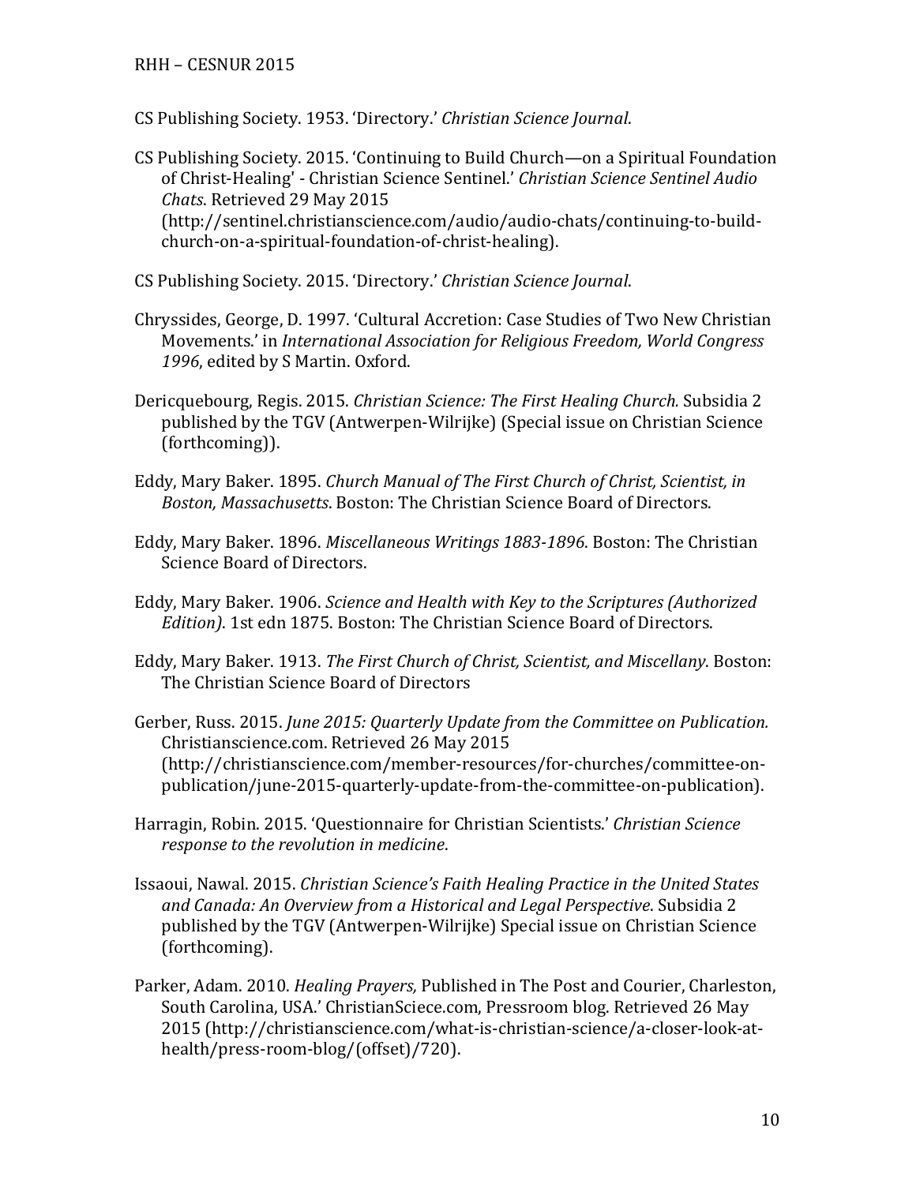CS Publishing Society. 1953. 'Directory.' *Christian Science Journal*.

CS Publishing Society. 2015. 'Continuing to Build Church—on a Spiritual Foundation of Christ-Healing' - Christian Science Sentinel.' *Christian Science Sentinel Audio Chats*. Retrieved 29 May 2015 (http://sentinel.christianscience.com/audio/audio-chats/continuing-to-build-church-on-a-spiritual-foundation-of-christ-healing).

CS Publishing Society. 2015. 'Directory.' *Christian Science Journal*.

Chryssides, George, D. 1997. 'Cultural Accretion: Case Studies of Two New Christian Movements.' in *International Association for Religious Freedom, World Congress 1996*, edited by S Martin. Oxford.

Dericquebourg, Regis. 2015. *Christian Science: The First Healing Church.* Subsidia 2 published by the TGV (Antwerpen-Wilrijke) (Special issue on Christian Science (forthcoming)).

Eddy, Mary Baker. 1895. *Church Manual of The First Church of Christ, Scientist, in Boston, Massachusetts*. Boston: The Christian Science Board of Directors.

Eddy, Mary Baker. 1896. *Miscellaneous Writings 1883-1896*. Boston: The Christian Science Board of Directors.

Eddy, Mary Baker. 1906. *Science and Health with Key to the Scriptures (Authorized Edition)*. 1st edn 1875. Boston: The Christian Science Board of Directors.

Eddy, Mary Baker. 1913. *The First Church of Christ, Scientist, and Miscellany*. Boston: The Christian Science Board of Directors

Gerber, Russ. 2015. *June 2015: Quarterly Update from the Committee on Publication.* Christianscience.com. Retrieved 26 May 2015 (http://christianscience.com/member-resources/for-churches/committee-on-publication/june-2015-quarterly-update-from-the-committee-on-publication).

Harragin, Robin. 2015. 'Questionnaire for Christian Scientists.' *Christian Science response to the revolution in medicine*.

Issaoui, Nawal. 2015. *Christian Science's Faith Healing Practice in the United States and Canada: An Overview from a Historical and Legal Perspective*. Subsidia 2 published by the TGV (Antwerpen-Wilrijke) Special issue on Christian Science (forthcoming).

Parker, Adam. 2010. *Healing Prayers,* Published in The Post and Courier, Charleston, South Carolina, USA.' ChristianSciece.com, Pressroom blog. Retrieved 26 May 2015 (http://christianscience.com/what-is-christian-science/a-closer-look-at-health/press-room-blog/(offset)/720).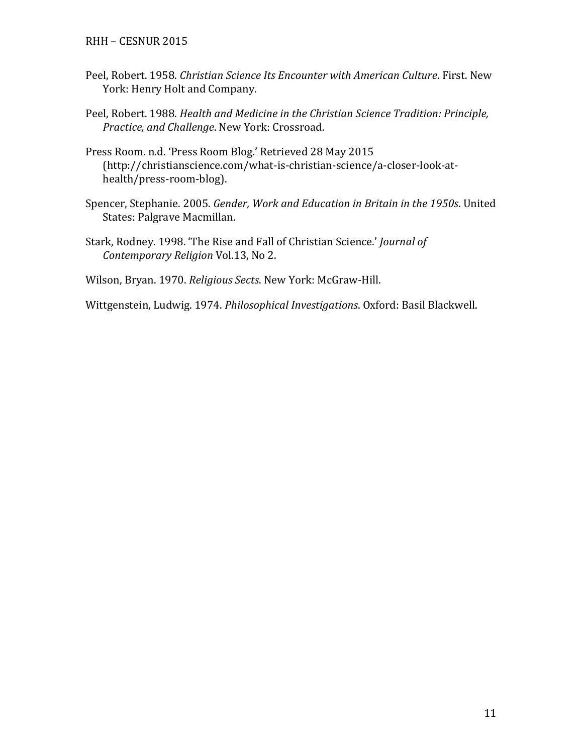Peel, Robert. 1958. *Christian Science Its Encounter with American Culture*. First. New York: Henry Holt and Company.

Peel, Robert. 1988. *Health and Medicine in the Christian Science Tradition: Principle, Practice, and Challenge*. New York: Crossroad.

Press Room. n.d. 'Press Room Blog.' Retrieved 28 May 2015 (http://christianscience.com/what-is-christian-science/a-closer-look-at-health/press-room-blog).

Spencer, Stephanie. 2005. *Gender, Work and Education in Britain in the 1950s*. United States: Palgrave Macmillan.

Stark, Rodney. 1998. 'The Rise and Fall of Christian Science.' *Journal of Contemporary Religion* Vol.13, No 2.

Wilson, Bryan. 1970. *Religious Sects*. New York: McGraw-Hill.

Wittgenstein, Ludwig. 1974. *Philosophical Investigations*. Oxford: Basil Blackwell.